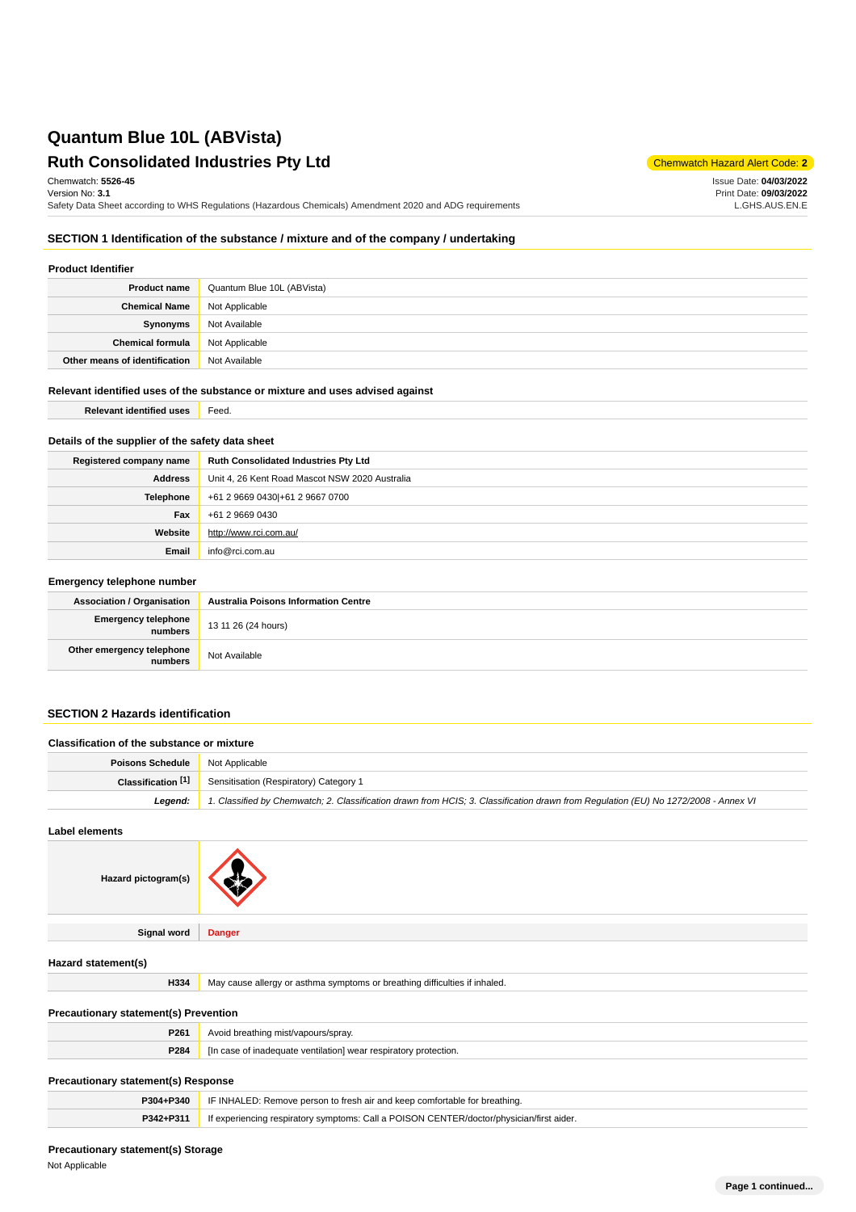# Quantum Blue 10L (ABVista)

## Ruth Consolidated Industries Pty Ltd

Chemwatch Hazard Alert Code: **2**

Chemwatch: **5526-45**
Version No: **3.1**
Safety Data Sheet according to WHS Regulations (Hazardous Chemicals) Amendment 2020 and ADG requirements

Issue Date: **04/03/2022**
Print Date: **09/03/2022**
L.GHS.AUS.EN.E

## SECTION 1 Identification of the substance / mixture and of the company / undertaking

### Product Identifier

| | |
|---|---|
| **Product name** | Quantum Blue 10L (ABVista) |
| **Chemical Name** | Not Applicable |
| **Synonyms** | Not Available |
| **Chemical formula** | Not Applicable |
| **Other means of identification** | Not Available |

### Relevant identified uses of the substance or mixture and uses advised against

| | |
|---|---|
| **Relevant identified uses** | Feed. |

### Details of the supplier of the safety data sheet

| | |
|---|---|
| **Registered company name** | **Ruth Consolidated Industries Pty Ltd** |
| **Address** | Unit 4, 26 Kent Road Mascot NSW 2020 Australia |
| **Telephone** | +61 2 9669 0430\|+61 2 9667 0700 |
| **Fax** | +61 2 9669 0430 |
| **Website** | http://www.rci.com.au/ |
| **Email** | info@rci.com.au |

### Emergency telephone number

| | |
|---|---|
| **Association / Organisation** | **Australia Poisons Information Centre** |
| **Emergency telephone numbers** | 13 11 26 (24 hours) |
| **Other emergency telephone numbers** | Not Available |

## SECTION 2 Hazards identification

### Classification of the substance or mixture

| | |
|---|---|
| **Poisons Schedule** | Not Applicable |
| **Classification [1]** | Sensitisation (Respiratory) Category 1 |
| ***Legend:*** | *1. Classified by Chemwatch; 2. Classification drawn from HCIS; 3. Classification drawn from Regulation (EU) No 1272/2008 - Annex VI* |

### Label elements

| | |
|---|---|
| **Hazard pictogram(s)** | |
| **Signal word** | **Danger** |

### Hazard statement(s)

| | |
|---|---|
| **H334** | May cause allergy or asthma symptoms or breathing difficulties if inhaled. |

### Precautionary statement(s) Prevention

| | |
|---|---|
| **P261** | Avoid breathing mist/vapours/spray. |
| **P284** | [In case of inadequate ventilation] wear respiratory protection. |

### Precautionary statement(s) Response

| | |
|---|---|
| **P304+P340** | IF INHALED: Remove person to fresh air and keep comfortable for breathing. |
| **P342+P311** | If experiencing respiratory symptoms: Call a POISON CENTER/doctor/physician/first aider. |

### Precautionary statement(s) Storage

Not Applicable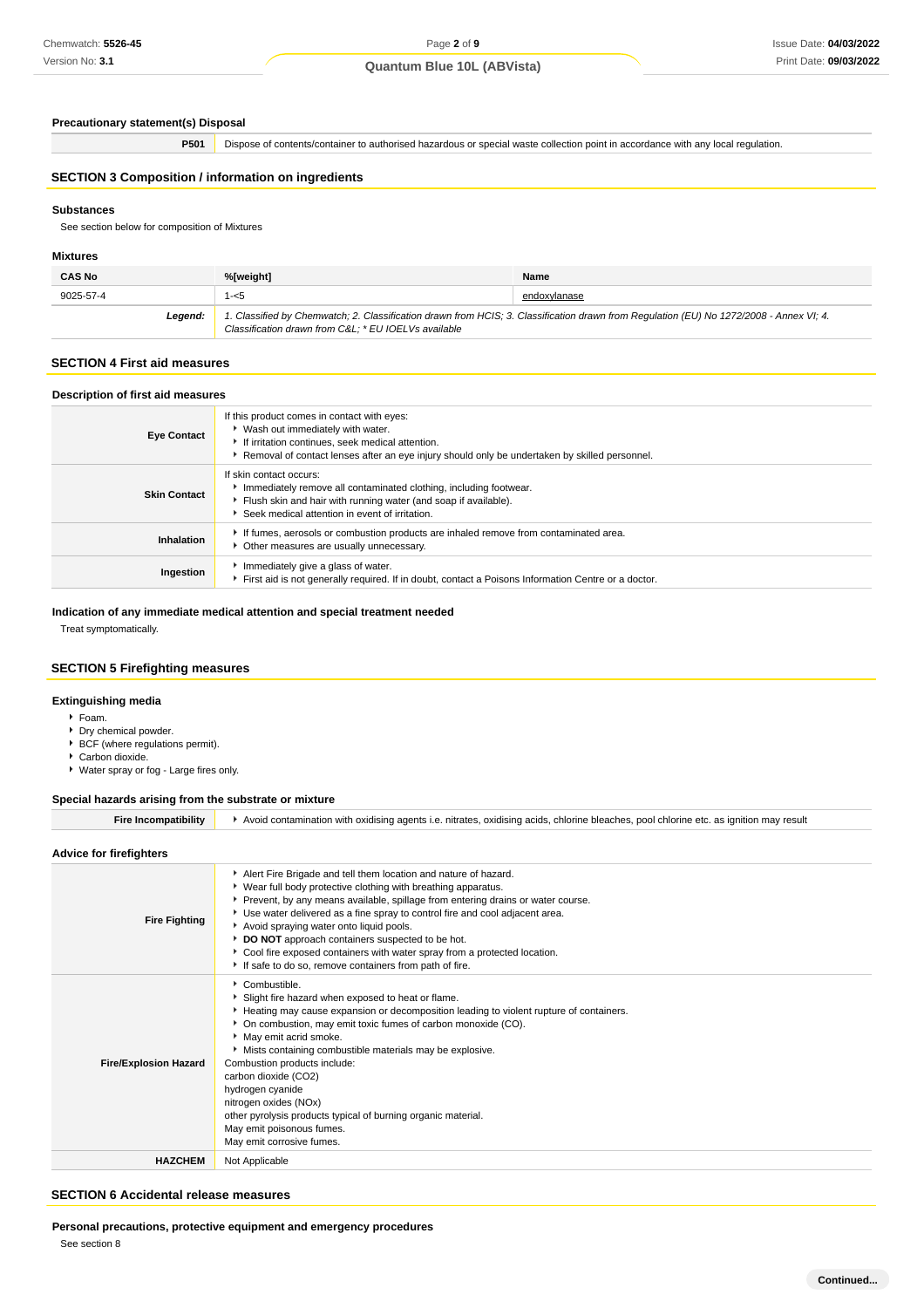### Precautionary statement(s) Disposal

| | |
|---|---|
| **P501** | Dispose of contents/container to authorised hazardous or special waste collection point in accordance with any local regulation. |

## SECTION 3 Composition / information on ingredients

### Substances

See section below for composition of Mixtures

### Mixtures

| CAS No | %[weight] | Name |
|---|---|---|
| 9025-57-4 | 1-<5 | endoxylanase |
| ***Legend:*** | *1. Classified by Chemwatch; 2. Classification drawn from HCIS; 3. Classification drawn from Regulation (EU) No 1272/2008 - Annex VI; 4. Classification drawn from C&L; * EU IOELVs available* | |

## SECTION 4 First aid measures

### Description of first aid measures

| | |
|---|---|
| **Eye Contact** | If this product comes in contact with eyes:<br>▸ Wash out immediately with water.<br>▸ If irritation continues, seek medical attention.<br>▸ Removal of contact lenses after an eye injury should only be undertaken by skilled personnel. |
| **Skin Contact** | If skin contact occurs:<br>▸ Immediately remove all contaminated clothing, including footwear.<br>▸ Flush skin and hair with running water (and soap if available).<br>▸ Seek medical attention in event of irritation. |
| **Inhalation** | ▸ If fumes, aerosols or combustion products are inhaled remove from contaminated area.<br>▸ Other measures are usually unnecessary. |
| **Ingestion** | ▸ Immediately give a glass of water.<br>▸ First aid is not generally required. If in doubt, contact a Poisons Information Centre or a doctor. |

### Indication of any immediate medical attention and special treatment needed

Treat symptomatically.

## SECTION 5 Firefighting measures

### Extinguishing media

- Foam.
- Dry chemical powder.
- BCF (where regulations permit).
- Carbon dioxide.
- Water spray or fog - Large fires only.

### Special hazards arising from the substrate or mixture

| | |
|---|---|
| **Fire Incompatibility** | ▸ Avoid contamination with oxidising agents i.e. nitrates, oxidising acids, chlorine bleaches, pool chlorine etc. as ignition may result |

### Advice for firefighters

| | |
|---|---|
| **Fire Fighting** | ▸ Alert Fire Brigade and tell them location and nature of hazard.<br>▸ Wear full body protective clothing with breathing apparatus.<br>▸ Prevent, by any means available, spillage from entering drains or water course.<br>▸ Use water delivered as a fine spray to control fire and cool adjacent area.<br>▸ Avoid spraying water onto liquid pools.<br>▸ **DO NOT** approach containers suspected to be hot.<br>▸ Cool fire exposed containers with water spray from a protected location.<br>▸ If safe to do so, remove containers from path of fire. |
| **Fire/Explosion Hazard** | ▸ Combustible.<br>▸ Slight fire hazard when exposed to heat or flame.<br>▸ Heating may cause expansion or decomposition leading to violent rupture of containers.<br>▸ On combustion, may emit toxic fumes of carbon monoxide (CO).<br>▸ May emit acrid smoke.<br>▸ Mists containing combustible materials may be explosive.<br>Combustion products include:<br>carbon dioxide ($CO_2$)<br>hydrogen cyanide<br>nitrogen oxides ($NO_x$)<br>other pyrolysis products typical of burning organic material.<br>May emit poisonous fumes.<br>May emit corrosive fumes. |
| **HAZCHEM** | Not Applicable |

## SECTION 6 Accidental release measures

### Personal precautions, protective equipment and emergency procedures

See section 8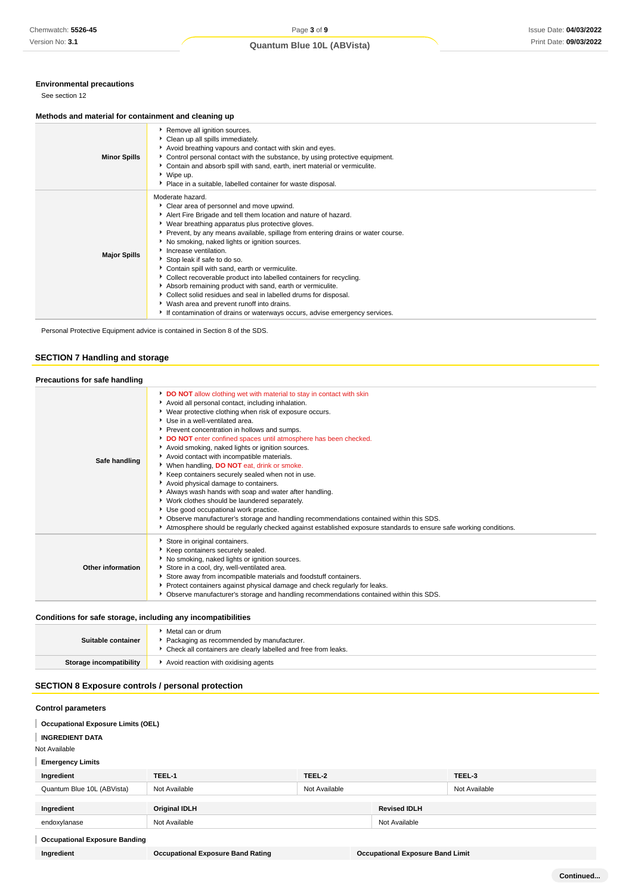### Environmental precautions

See section 12

### Methods and material for containment and cleaning up

| | |
|---|---|
| **Minor Spills** | ▸ Remove all ignition sources.<br>▸ Clean up all spills immediately.<br>▸ Avoid breathing vapours and contact with skin and eyes.<br>▸ Control personal contact with the substance, by using protective equipment.<br>▸ Contain and absorb spill with sand, earth, inert material or vermiculite.<br>▸ Wipe up.<br>▸ Place in a suitable, labelled container for waste disposal. |
| **Major Spills** | Moderate hazard.<br>▸ Clear area of personnel and move upwind.<br>▸ Alert Fire Brigade and tell them location and nature of hazard.<br>▸ Wear breathing apparatus plus protective gloves.<br>▸ Prevent, by any means available, spillage from entering drains or water course.<br>▸ No smoking, naked lights or ignition sources.<br>▸ Increase ventilation.<br>▸ Stop leak if safe to do so.<br>▸ Contain spill with sand, earth or vermiculite.<br>▸ Collect recoverable product into labelled containers for recycling.<br>▸ Absorb remaining product with sand, earth or vermiculite.<br>▸ Collect solid residues and seal in labelled drums for disposal.<br>▸ Wash area and prevent runoff into drains.<br>▸ If contamination of drains or waterways occurs, advise emergency services. |

Personal Protective Equipment advice is contained in Section 8 of the SDS.

## SECTION 7 Handling and storage

### Precautions for safe handling

| | |
|---|---|
| **Safe handling** | ▸ **DO NOT** allow clothing wet with material to stay in contact with skin<br>▸ Avoid all personal contact, including inhalation.<br>▸ Wear protective clothing when risk of exposure occurs.<br>▸ Use in a well-ventilated area.<br>▸ Prevent concentration in hollows and sumps.<br>▸ **DO NOT** enter confined spaces until atmosphere has been checked.<br>▸ Avoid smoking, naked lights or ignition sources.<br>▸ Avoid contact with incompatible materials.<br>▸ When handling, **DO NOT** eat, drink or smoke.<br>▸ Keep containers securely sealed when not in use.<br>▸ Avoid physical damage to containers.<br>▸ Always wash hands with soap and water after handling.<br>▸ Work clothes should be laundered separately.<br>▸ Use good occupational work practice.<br>▸ Observe manufacturer's storage and handling recommendations contained within this SDS.<br>▸ Atmosphere should be regularly checked against established exposure standards to ensure safe working conditions. |
| **Other information** | ▸ Store in original containers.<br>▸ Keep containers securely sealed.<br>▸ No smoking, naked lights or ignition sources.<br>▸ Store in a cool, dry, well-ventilated area.<br>▸ Store away from incompatible materials and foodstuff containers.<br>▸ Protect containers against physical damage and check regularly for leaks.<br>▸ Observe manufacturer's storage and handling recommendations contained within this SDS. |

### Conditions for safe storage, including any incompatibilities

| | |
|---|---|
| **Suitable container** | ▸ Metal can or drum<br>▸ Packaging as recommended by manufacturer.<br>▸ Check all containers are clearly labelled and free from leaks. |
| **Storage incompatibility** | ▸ Avoid reaction with oxidising agents |

## SECTION 8 Exposure controls / personal protection

### Control parameters

**Occupational Exposure Limits (OEL)**

**INGREDIENT DATA**

Not Available

**Emergency Limits**

| Ingredient | TEEL-1 | TEEL-2 | TEEL-3 |
|---|---|---|---|
| Quantum Blue 10L (ABVista) | Not Available | Not Available | Not Available |

| Ingredient | Original IDLH | Revised IDLH |
|---|---|---|
| endoxylanase | Not Available | Not Available |

**Occupational Exposure Banding**

| Ingredient | Occupational Exposure Band Rating | Occupational Exposure Band Limit |
|---|---|---|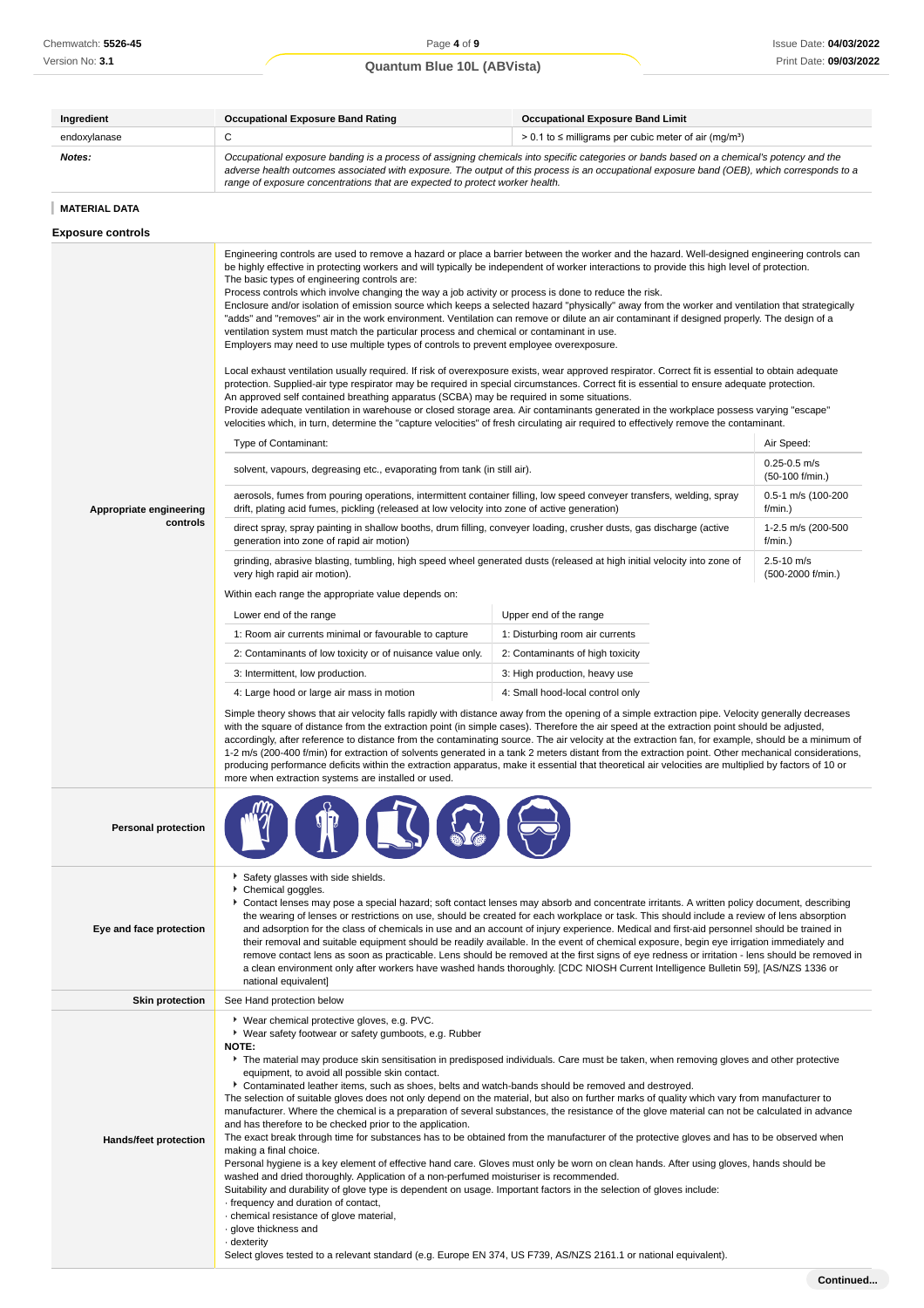| Ingredient | Occupational Exposure Band Rating | Occupational Exposure Band Limit |
|---|---|---|
| endoxylanase | C | > 0.1 to ≤ milligrams per cubic meter of air ($mg/m^3$) |
| ***Notes:*** | *Occupational exposure banding is a process of assigning chemicals into specific categories or bands based on a chemical's potency and the adverse health outcomes associated with exposure. The output of this process is an occupational exposure band (OEB), which corresponds to a range of exposure concentrations that are expected to protect worker health.* | |

## MATERIAL DATA

### Exposure controls

**Appropriate engineering controls**

Engineering controls are used to remove a hazard or place a barrier between the worker and the hazard. Well-designed engineering controls can be highly effective in protecting workers and will typically be independent of worker interactions to provide this high level of protection.
The basic types of engineering controls are:
Process controls which involve changing the way a job activity or process is done to reduce the risk.
Enclosure and/or isolation of emission source which keeps a selected hazard "physically" away from the worker and ventilation that strategically "adds" and "removes" air in the work environment. Ventilation can remove or dilute an air contaminant if designed properly. The design of a ventilation system must match the particular process and chemical or contaminant in use.
Employers may need to use multiple types of controls to prevent employee overexposure.

Local exhaust ventilation usually required. If risk of overexposure exists, wear approved respirator. Correct fit is essential to obtain adequate protection. Supplied-air type respirator may be required in special circumstances. Correct fit is essential to ensure adequate protection.
An approved self contained breathing apparatus (SCBA) may be required in some situations.
Provide adequate ventilation in warehouse or closed storage area. Air contaminants generated in the workplace possess varying "escape" velocities which, in turn, determine the "capture velocities" of fresh circulating air required to effectively remove the contaminant.

| Type of Contaminant: | Air Speed: |
|---|---|
| solvent, vapours, degreasing etc., evaporating from tank (in still air). | 0.25-0.5 m/s (50-100 f/min.) |
| aerosols, fumes from pouring operations, intermittent container filling, low speed conveyer transfers, welding, spray drift, plating acid fumes, pickling (released at low velocity into zone of active generation) | 0.5-1 m/s (100-200 f/min.) |
| direct spray, spray painting in shallow booths, drum filling, conveyer loading, crusher dusts, gas discharge (active generation into zone of rapid air motion) | 1-2.5 m/s (200-500 f/min.) |
| grinding, abrasive blasting, tumbling, high speed wheel generated dusts (released at high initial velocity into zone of very high rapid air motion). | 2.5-10 m/s (500-2000 f/min.) |

Within each range the appropriate value depends on:

| Lower end of the range | Upper end of the range |
|---|---|
| 1: Room air currents minimal or favourable to capture | 1: Disturbing room air currents |
| 2: Contaminants of low toxicity or of nuisance value only. | 2: Contaminants of high toxicity |
| 3: Intermittent, low production. | 3: High production, heavy use |
| 4: Large hood or large air mass in motion | 4: Small hood-local control only |

Simple theory shows that air velocity falls rapidly with distance away from the opening of a simple extraction pipe. Velocity generally decreases with the square of distance from the extraction point (in simple cases). Therefore the air speed at the extraction point should be adjusted, accordingly, after reference to distance from the contaminating source. The air velocity at the extraction fan, for example, should be a minimum of 1-2 m/s (200-400 f/min) for extraction of solvents generated in a tank 2 meters distant from the extraction point. Other mechanical considerations, producing performance deficits within the extraction apparatus, make it essential that theoretical air velocities are multiplied by factors of 10 or more when extraction systems are installed or used.

**Personal protection**

**Eye and face protection**

- Safety glasses with side shields.
- Chemical goggles.
- Contact lenses may pose a special hazard; soft contact lenses may absorb and concentrate irritants. A written policy document, describing the wearing of lenses or restrictions on use, should be created for each workplace or task. This should include a review of lens absorption and adsorption for the class of chemicals in use and an account of injury experience. Medical and first-aid personnel should be trained in their removal and suitable equipment should be readily available. In the event of chemical exposure, begin eye irrigation immediately and remove contact lens as soon as practicable. Lens should be removed at the first signs of eye redness or irritation - lens should be removed in a clean environment only after workers have washed hands thoroughly. [CDC NIOSH Current Intelligence Bulletin 59], [AS/NZS 1336 or national equivalent]

**Skin protection**

See Hand protection below

**Hands/feet protection**

- Wear chemical protective gloves, e.g. PVC.
- Wear safety footwear or safety gumboots, e.g. Rubber

**NOTE:**

- The material may produce skin sensitisation in predisposed individuals. Care must be taken, when removing gloves and other protective equipment, to avoid all possible skin contact.
- Contaminated leather items, such as shoes, belts and watch-bands should be removed and destroyed.

The selection of suitable gloves does not only depend on the material, but also on further marks of quality which vary from manufacturer to manufacturer. Where the chemical is a preparation of several substances, the resistance of the glove material can not be calculated in advance and has therefore to be checked prior to the application.
The exact break through time for substances has to be obtained from the manufacturer of the protective gloves and has to be observed when making a final choice.
Personal hygiene is a key element of effective hand care. Gloves must only be worn on clean hands. After using gloves, hands should be washed and dried thoroughly. Application of a non-perfumed moisturiser is recommended.
Suitability and durability of glove type is dependent on usage. Important factors in the selection of gloves include:
· frequency and duration of contact,
· chemical resistance of glove material,
· glove thickness and
· dexterity
Select gloves tested to a relevant standard (e.g. Europe EN 374, US F739, AS/NZS 2161.1 or national equivalent).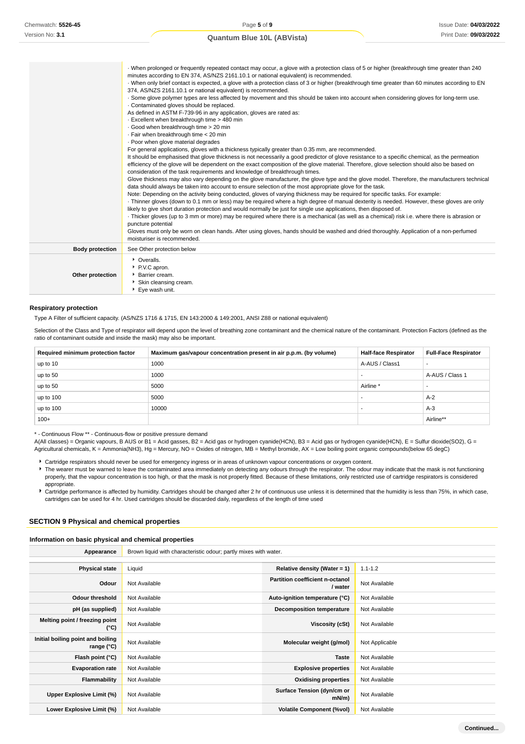| | |
|---|---|
| | · When prolonged or frequently repeated contact may occur, a glove with a protection class of 5 or higher (breakthrough time greater than 240 minutes according to EN 374, AS/NZS 2161.10.1 or national equivalent) is recommended.<br>· When only brief contact is expected, a glove with a protection class of 3 or higher (breakthrough time greater than 60 minutes according to EN 374, AS/NZS 2161.10.1 or national equivalent) is recommended.<br>· Some glove polymer types are less affected by movement and this should be taken into account when considering gloves for long-term use.<br>· Contaminated gloves should be replaced.<br>As defined in ASTM F-739-96 in any application, gloves are rated as:<br>· Excellent when breakthrough time > 480 min<br>· Good when breakthrough time > 20 min<br>· Fair when breakthrough time < 20 min<br>· Poor when glove material degrades<br>For general applications, gloves with a thickness typically greater than 0.35 mm, are recommended.<br>It should be emphasised that glove thickness is not necessarily a good predictor of glove resistance to a specific chemical, as the permeation efficiency of the glove will be dependent on the exact composition of the glove material. Therefore, glove selection should also be based on consideration of the task requirements and knowledge of breakthrough times.<br>Glove thickness may also vary depending on the glove manufacturer, the glove type and the glove model. Therefore, the manufacturers technical data should always be taken into account to ensure selection of the most appropriate glove for the task.<br>Note: Depending on the activity being conducted, gloves of varying thickness may be required for specific tasks. For example:<br>· Thinner gloves (down to 0.1 mm or less) may be required where a high degree of manual dexterity is needed. However, these gloves are only likely to give short duration protection and would normally be just for single use applications, then disposed of.<br>· Thicker gloves (up to 3 mm or more) may be required where there is a mechanical (as well as a chemical) risk i.e. where there is abrasion or puncture potential<br>Gloves must only be worn on clean hands. After using gloves, hands should be washed and dried thoroughly. Application of a non-perfumed moisturiser is recommended. |
| **Body protection** | See Other protection below |
| **Other protection** | ▸ Overalls.<br>▸ P.V.C apron.<br>▸ Barrier cream.<br>▸ Skin cleansing cream.<br>▸ Eye wash unit. |

### Respiratory protection

Type A Filter of sufficient capacity. (AS/NZS 1716 & 1715, EN 143:2000 & 149:2001, ANSI Z88 or national equivalent)

Selection of the Class and Type of respirator will depend upon the level of breathing zone contaminant and the chemical nature of the contaminant. Protection Factors (defined as the ratio of contaminant outside and inside the mask) may also be important.

| Required minimum protection factor | Maximum gas/vapour concentration present in air p.p.m. (by volume) | Half-face Respirator | Full-Face Respirator |
|---|---|---|---|
| up to 10 | 1000 | A-AUS / Class1 | - |
| up to 50 | 1000 | - | A-AUS / Class 1 |
| up to 50 | 5000 | Airline * | - |
| up to 100 | 5000 | - | A-2 |
| up to 100 | 10000 | - | A-3 |
| 100+ | | | Airline** |

* - Continuous Flow ** - Continuous-flow or positive pressure demand

A(All classes) = Organic vapours, B AUS or B1 = Acid gasses, B2 = Acid gas or hydrogen cyanide(HCN), B3 = Acid gas or hydrogen cyanide(HCN), E = Sulfur dioxide(SO2), G = Agricultural chemicals, K = Ammonia(NH3), Hg = Mercury, NO = Oxides of nitrogen, MB = Methyl bromide, AX = Low boiling point organic compounds(below 65 degC)

- Cartridge respirators should never be used for emergency ingress or in areas of unknown vapour concentrations or oxygen content.
- The wearer must be warned to leave the contaminated area immediately on detecting any odours through the respirator. The odour may indicate that the mask is not functioning properly, that the vapour concentration is too high, or that the mask is not properly fitted. Because of these limitations, only restricted use of cartridge respirators is considered appropriate.
- Cartridge performance is affected by humidity. Cartridges should be changed after 2 hr of continuous use unless it is determined that the humidity is less than 75%, in which case, cartridges can be used for 4 hr. Used cartridges should be discarded daily, regardless of the length of time used

## SECTION 9 Physical and chemical properties

### Information on basic physical and chemical properties

| | |
|---|---|
| **Appearance** | Brown liquid with characteristic odour; partly mixes with water. |

| | | | |
|---|---|---|---|
| **Physical state** | Liquid | **Relative density (Water = 1)** | 1.1-1.2 |
| **Odour** | Not Available | **Partition coefficient n-octanol / water** | Not Available |
| **Odour threshold** | Not Available | **Auto-ignition temperature (°C)** | Not Available |
| **pH (as supplied)** | Not Available | **Decomposition temperature** | Not Available |
| **Melting point / freezing point (°C)** | Not Available | **Viscosity (cSt)** | Not Available |
| **Initial boiling point and boiling range (°C)** | Not Available | **Molecular weight (g/mol)** | Not Applicable |
| **Flash point (°C)** | Not Available | **Taste** | Not Available |
| **Evaporation rate** | Not Available | **Explosive properties** | Not Available |
| **Flammability** | Not Available | **Oxidising properties** | Not Available |
| **Upper Explosive Limit (%)** | Not Available | **Surface Tension (dyn/cm or mN/m)** | Not Available |
| **Lower Explosive Limit (%)** | Not Available | **Volatile Component (%vol)** | Not Available |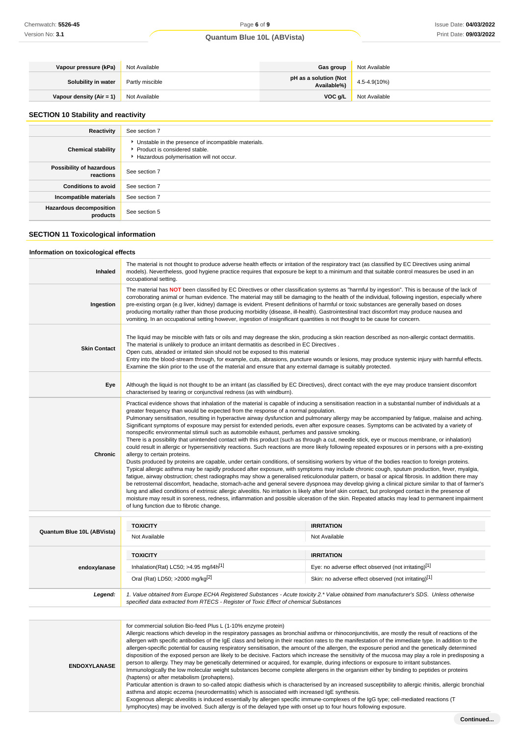| | | | |
|---|---|---|---|
| **Vapour pressure (kPa)** | Not Available | **Gas group** | Not Available |
| **Solubility in water** | Partly miscible | **pH as a solution (Not Available%)** | 4.5-4.9(10%) |
| **Vapour density (Air = 1)** | Not Available | **VOC g/L** | Not Available |

## SECTION 10 Stability and reactivity

| | |
|---|---|
| **Reactivity** | See section 7 |
| **Chemical stability** | Unstable in the presence of incompatible materials.<br>Product is considered stable.<br>Hazardous polymerisation will not occur. |
| **Possibility of hazardous reactions** | See section 7 |
| **Conditions to avoid** | See section 7 |
| **Incompatible materials** | See section 7 |
| **Hazardous decomposition products** | See section 5 |

## SECTION 11 Toxicological information

### Information on toxicological effects

| | |
|---|---|
| **Inhaled** | The material is not thought to produce adverse health effects or irritation of the respiratory tract (as classified by EC Directives using animal models). Nevertheless, good hygiene practice requires that exposure be kept to a minimum and that suitable control measures be used in an occupational setting. |
| **Ingestion** | The material has **NOT** been classified by EC Directives or other classification systems as "harmful by ingestion". This is because of the lack of corroborating animal or human evidence. The material may still be damaging to the health of the individual, following ingestion, especially where pre-existing organ (e.g liver, kidney) damage is evident. Present definitions of harmful or toxic substances are generally based on doses producing mortality rather than those producing morbidity (disease, ill-health). Gastrointestinal tract discomfort may produce nausea and vomiting. In an occupational setting however, ingestion of insignificant quantities is not thought to be cause for concern. |
| **Skin Contact** | The liquid may be miscible with fats or oils and may degrease the skin, producing a skin reaction described as non-allergic contact dermatitis. The material is unlikely to produce an irritant dermatitis as described in EC Directives .<br>Open cuts, abraded or irritated skin should not be exposed to this material<br>Entry into the blood-stream through, for example, cuts, abrasions, puncture wounds or lesions, may produce systemic injury with harmful effects. Examine the skin prior to the use of the material and ensure that any external damage is suitably protected. |
| **Eye** | Although the liquid is not thought to be an irritant (as classified by EC Directives), direct contact with the eye may produce transient discomfort characterised by tearing or conjunctival redness (as with windburn). |
| **Chronic** | Practical evidence shows that inhalation of the material is capable of inducing a sensitisation reaction in a substantial number of individuals at a greater frequency than would be expected from the response of a normal population.<br>Pulmonary sensitisation, resulting in hyperactive airway dysfunction and pulmonary allergy may be accompanied by fatigue, malaise and aching. Significant symptoms of exposure may persist for extended periods, even after exposure ceases. Symptoms can be activated by a variety of nonspecific environmental stimuli such as automobile exhaust, perfumes and passive smoking.<br>There is a possibility that unintended contact with this product (such as through a cut, needle stick, eye or mucous membrane, or inhalation) could result in allergic or hypersensitivity reactions. Such reactions are more likely following repeated exposures or in persons with a pre-existing allergy to certain proteins.<br>Dusts produced by proteins are capable, under certain conditions, of sensitising workers by virtue of the bodies reaction to foreign proteins. Typical allergic asthma may be rapidly produced after exposure, with symptoms may include chronic cough, sputum production, fever, myalgia, fatigue, airway obstruction; chest radiographs may show a generalised reticulonodular pattern, or basal or apical fibrosis. In addition there may be retrosternal discomfort, headache, stomach-ache and general severe dyspnoea may develop giving a clinical picture similar to that of farmer's lung and allied conditions of extrinsic allergic alveolitis. No irritation is likely after brief skin contact, but prolonged contact in the presence of moisture may result in soreness, redness, inflammation and possible ulceration of the skin. Repeated attacks may lead to permanent impairment of lung function due to fibrotic change. |

| | TOXICITY | IRRITATION |
|---|---|---|
| **Quantum Blue 10L (ABVista)** | Not Available | Not Available |
| **endoxylanase** | Inhalation(Rat) LC50; >4.95 mg/l4h[1] | Eye: no adverse effect observed (not irritating)[1] |
| | Oral (Rat) LD50; >2000 mg/kg[2] | Skin: no adverse effect observed (not irritating)[1] |
| ***Legend:*** | *1. Value obtained from Europe ECHA Registered Substances - Acute toxicity 2.* Value obtained from manufacturer's SDS. Unless otherwise specified data extracted from RTECS - Register of Toxic Effect of chemical Substances* | |

| | |
|---|---|
| **ENDOXYLANASE** | for commercial solution Bio-feed Plus L (1-10% enzyme protein)<br>Allergic reactions which develop in the respiratory passages as bronchial asthma or rhinoconjunctivitis, are mostly the result of reactions of the allergen with specific antibodies of the IgE class and belong in their reaction rates to the manifestation of the immediate type. In addition to the allergen-specific potential for causing respiratory sensitisation, the amount of the allergen, the exposure period and the genetically determined disposition of the exposed person are likely to be decisive. Factors which increase the sensitivity of the mucosa may play a role in predisposing a person to allergy. They may be genetically determined or acquired, for example, during infections or exposure to irritant substances. Immunologically the low molecular weight substances become complete allergens in the organism either by binding to peptides or proteins (haptens) or after metabolism (prohaptens).<br>Particular attention is drawn to so-called atopic diathesis which is characterised by an increased susceptibility to allergic rhinitis, allergic bronchial asthma and atopic eczema (neurodermatitis) which is associated with increased IgE synthesis.<br>Exogenous allergic alveolitis is induced essentially by allergen specific immune-complexes of the IgG type; cell-mediated reactions (T lymphocytes) may be involved. Such allergy is of the delayed type with onset up to four hours following exposure. |

**Continued...**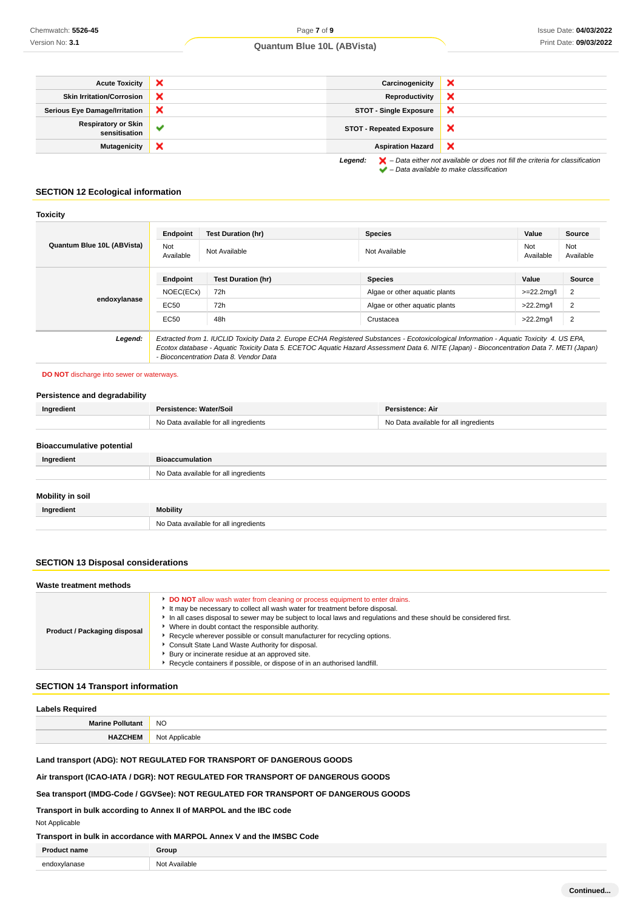| Acute Toxicity | ❌ | Carcinogenicity | ❌ |
|---|---|---|---|
| Skin Irritation/Corrosion | ❌ | Reproductivity | ❌ |
| Serious Eye Damage/Irritation | ❌ | STOT - Single Exposure | ❌ |
| Respiratory or Skin sensitisation | ✔ | STOT - Repeated Exposure | ❌ |
| Mutagenicity | ❌ | Aspiration Hazard | ❌ |

*Legend:* ❌ *– Data either not available or does not fill the criteria for classification*
✔ *– Data available to make classification*

## SECTION 12 Ecological information

### Toxicity

**Quantum Blue 10L (ABVista)**

| Endpoint | Test Duration (hr) | Species | Value | Source |
|---|---|---|---|---|
| Not Available | Not Available | Not Available | Not Available | Not Available |

**endoxylanase**

| Endpoint | Test Duration (hr) | Species | Value | Source |
|---|---|---|---|---|
| NOEC(ECx) | 72h | Algae or other aquatic plants | >=22.2mg/l | 2 |
| EC50 | 72h | Algae or other aquatic plants | >22.2mg/l | 2 |
| EC50 | 48h | Crustacea | >22.2mg/l | 2 |

***Legend:*** *Extracted from 1. IUCLID Toxicity Data 2. Europe ECHA Registered Substances - Ecotoxicological Information - Aquatic Toxicity 4. US EPA, Ecotox database - Aquatic Toxicity Data 5. ECETOC Aquatic Hazard Assessment Data 6. NITE (Japan) - Bioconcentration Data 7. METI (Japan) - Bioconcentration Data 8. Vendor Data*

**DO NOT** discharge into sewer or waterways.

### Persistence and degradability

| Ingredient | Persistence: Water/Soil | Persistence: Air |
|---|---|---|
| | No Data available for all ingredients | No Data available for all ingredients |

### Bioaccumulative potential

| Ingredient | Bioaccumulation |
|---|---|
| | No Data available for all ingredients |

### Mobility in soil

| Ingredient | Mobility |
|---|---|
| | No Data available for all ingredients |

## SECTION 13 Disposal considerations

### Waste treatment methods

**Product / Packaging disposal**

- **DO NOT** allow wash water from cleaning or process equipment to enter drains.
- It may be necessary to collect all wash water for treatment before disposal.
- In all cases disposal to sewer may be subject to local laws and regulations and these should be considered first.
- Where in doubt contact the responsible authority.
- Recycle wherever possible or consult manufacturer for recycling options.
- Consult State Land Waste Authority for disposal.
- Bury or incinerate residue at an approved site.
- Recycle containers if possible, or dispose of in an authorised landfill.

## SECTION 14 Transport information

### Labels Required

| Marine Pollutant | NO |
|---|---|
| HAZCHEM | Not Applicable |

**Land transport (ADG): NOT REGULATED FOR TRANSPORT OF DANGEROUS GOODS**

**Air transport (ICAO-IATA / DGR): NOT REGULATED FOR TRANSPORT OF DANGEROUS GOODS**

**Sea transport (IMDG-Code / GGVSee): NOT REGULATED FOR TRANSPORT OF DANGEROUS GOODS**

**Transport in bulk according to Annex II of MARPOL and the IBC code**

Not Applicable

**Transport in bulk in accordance with MARPOL Annex V and the IMSBC Code**

| Product name | Group |
|---|---|
| endoxylanase | Not Available |

**Continued...**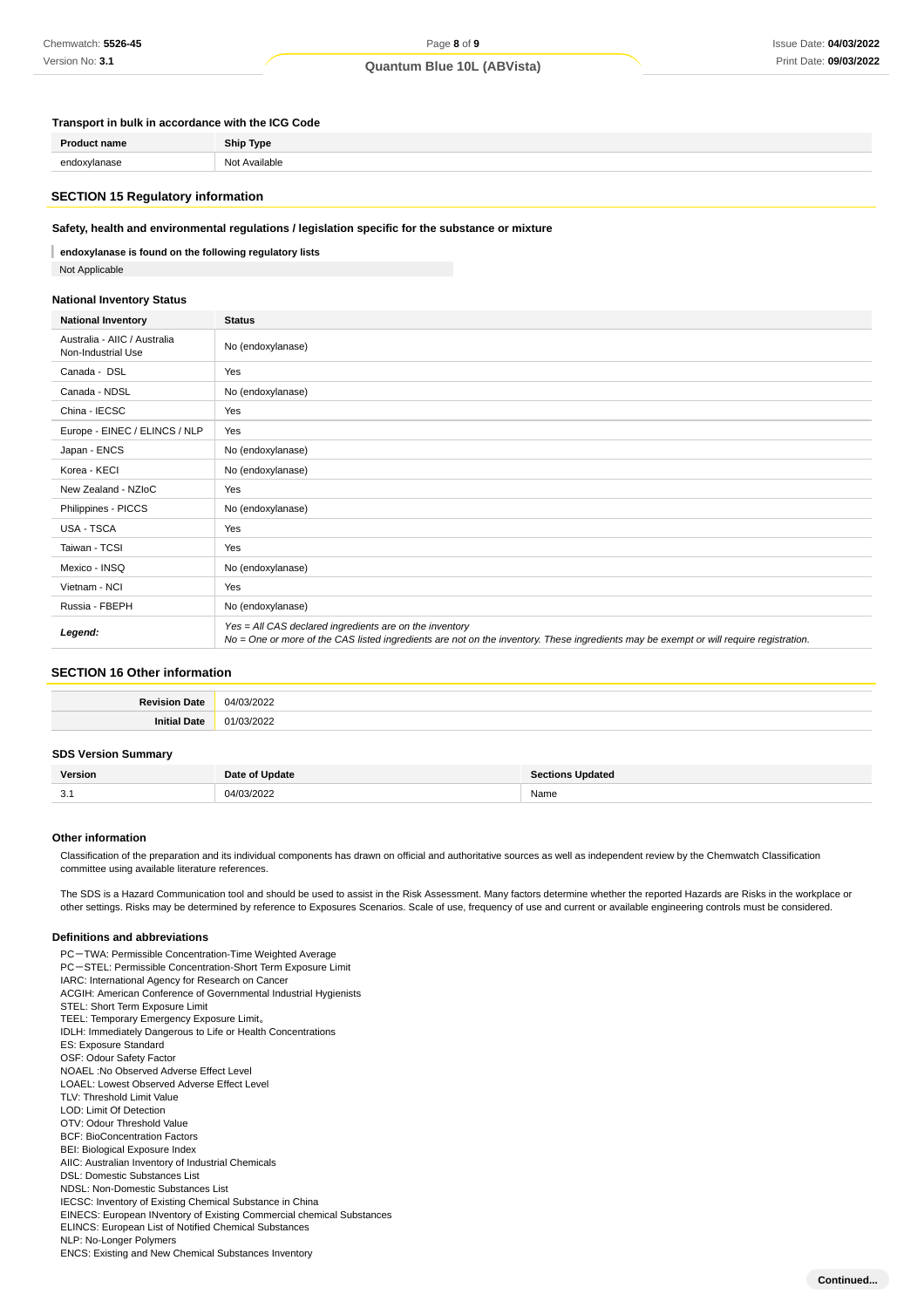### Transport in bulk in accordance with the ICG Code

| Product name | Ship Type |
| --- | --- |
| endoxylanase | Not Available |

## SECTION 15 Regulatory information

### Safety, health and environmental regulations / legislation specific for the substance or mixture

**endoxylanase is found on the following regulatory lists**

Not Applicable

### National Inventory Status

| National Inventory | Status |
| --- | --- |
| Australia - AIIC / Australia Non-Industrial Use | No (endoxylanase) |
| Canada - DSL | Yes |
| Canada - NDSL | No (endoxylanase) |
| China - IECSC | Yes |
| Europe - EINEC / ELINCS / NLP | Yes |
| Japan - ENCS | No (endoxylanase) |
| Korea - KECI | No (endoxylanase) |
| New Zealand - NZIoC | Yes |
| Philippines - PICCS | No (endoxylanase) |
| USA - TSCA | Yes |
| Taiwan - TCSI | Yes |
| Mexico - INSQ | No (endoxylanase) |
| Vietnam - NCI | Yes |
| Russia - FBEPH | No (endoxylanase) |
| ***Legend:*** | *Yes = All CAS declared ingredients are on the inventory*<br>*No = One or more of the CAS listed ingredients are not on the inventory. These ingredients may be exempt or will require registration.* |

## SECTION 16 Other information

| | |
| --- | --- |
| **Revision Date** | 04/03/2022 |
| **Initial Date** | 01/03/2022 |

### SDS Version Summary

| Version | Date of Update | Sections Updated |
| --- | --- | --- |
| 3.1 | 04/03/2022 | Name |

### Other information

Classification of the preparation and its individual components has drawn on official and authoritative sources as well as independent review by the Chemwatch Classification committee using available literature references.

The SDS is a Hazard Communication tool and should be used to assist in the Risk Assessment. Many factors determine whether the reported Hazards are Risks in the workplace or other settings. Risks may be determined by reference to Exposures Scenarios. Scale of use, frequency of use and current or available engineering controls must be considered.

### Definitions and abbreviations

PC－TWA: Permissible Concentration-Time Weighted Average
PC－STEL: Permissible Concentration-Short Term Exposure Limit
IARC: International Agency for Research on Cancer
ACGIH: American Conference of Governmental Industrial Hygienists
STEL: Short Term Exposure Limit
TEEL: Temporary Emergency Exposure Limit。
IDLH: Immediately Dangerous to Life or Health Concentrations
ES: Exposure Standard
OSF: Odour Safety Factor
NOAEL :No Observed Adverse Effect Level
LOAEL: Lowest Observed Adverse Effect Level
TLV: Threshold Limit Value
LOD: Limit Of Detection
OTV: Odour Threshold Value
BCF: BioConcentration Factors
BEI: Biological Exposure Index
AIIC: Australian Inventory of Industrial Chemicals
DSL: Domestic Substances List
NDSL: Non-Domestic Substances List
IECSC: Inventory of Existing Chemical Substance in China
EINECS: European INventory of Existing Commercial chemical Substances
ELINCS: European List of Notified Chemical Substances
NLP: No-Longer Polymers
ENCS: Existing and New Chemical Substances Inventory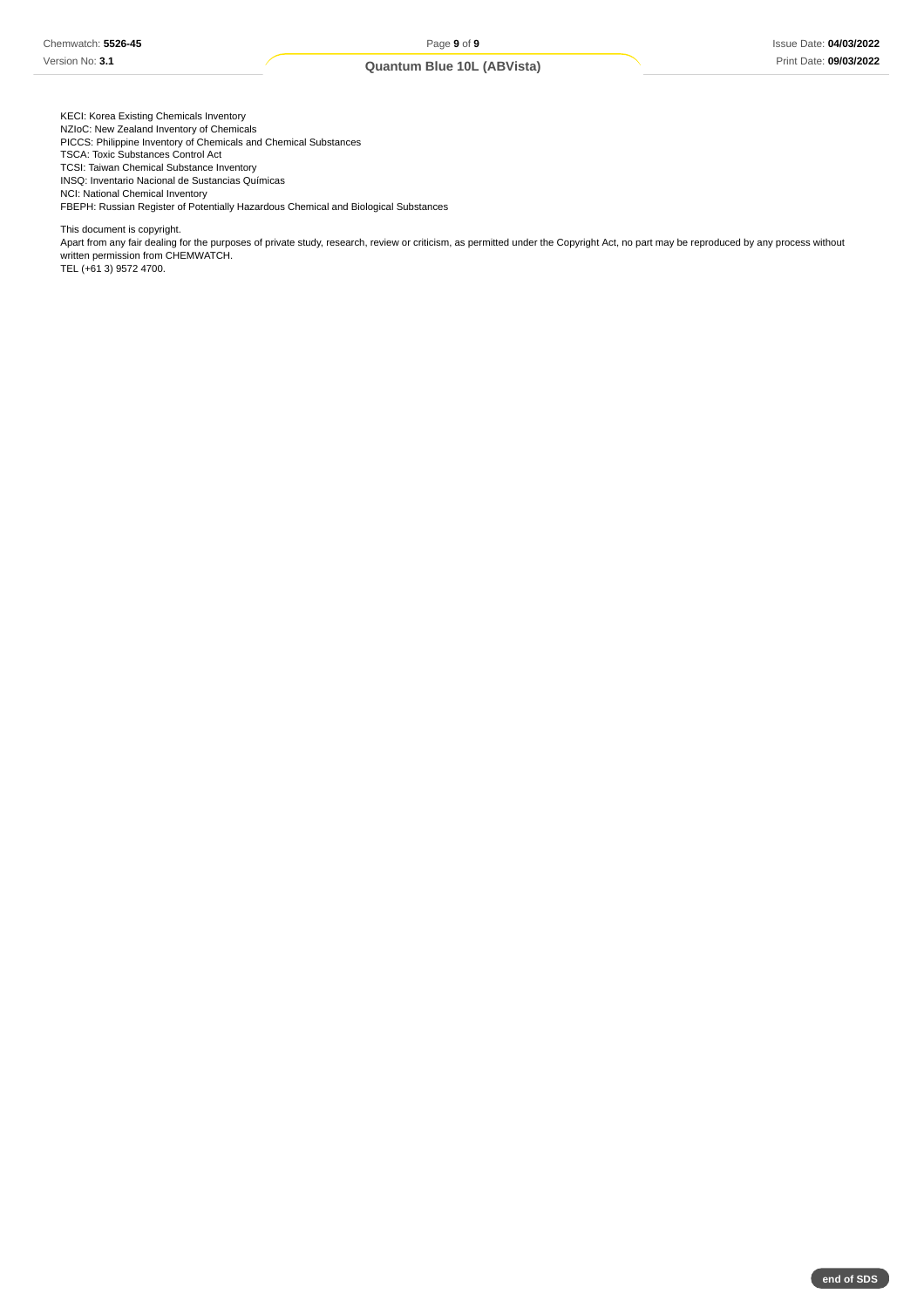KECI: Korea Existing Chemicals Inventory
NZIoC: New Zealand Inventory of Chemicals
PICCS: Philippine Inventory of Chemicals and Chemical Substances
TSCA: Toxic Substances Control Act
TCSI: Taiwan Chemical Substance Inventory
INSQ: Inventario Nacional de Sustancias Químicas
NCI: National Chemical Inventory
FBEPH: Russian Register of Potentially Hazardous Chemical and Biological Substances

This document is copyright.
Apart from any fair dealing for the purposes of private study, research, review or criticism, as permitted under the Copyright Act, no part may be reproduced by any process without written permission from CHEMWATCH.
TEL (+61 3) 9572 4700.

end of SDS